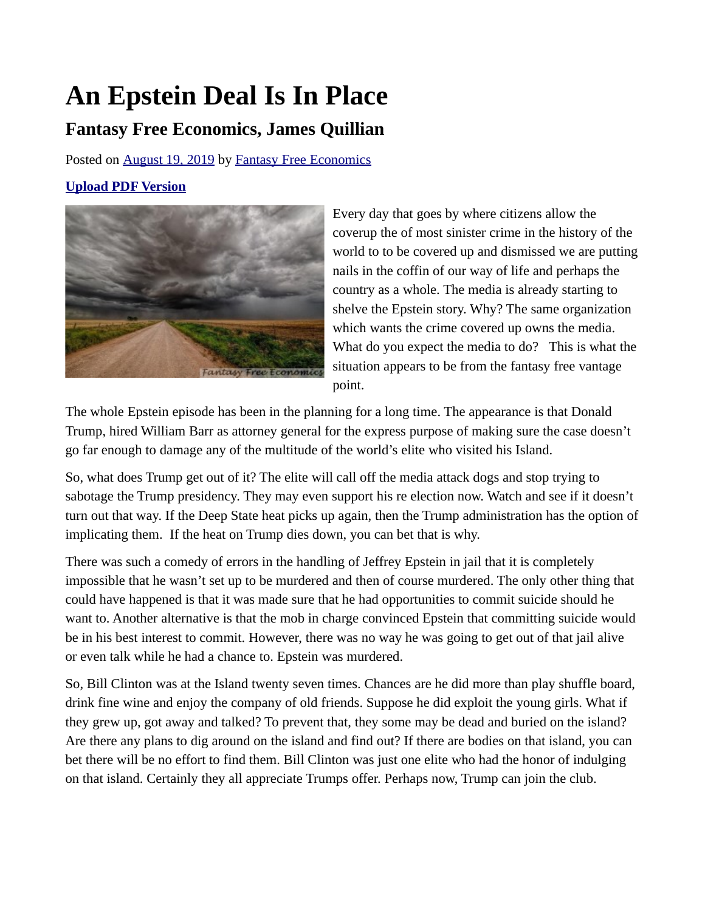# An Epstein Deal Is In Place

## Fantasy Free Economics, James Quillian

Posted on August 19, 2019 by Fantasy Free Economics

**Upload PDF Version**

Every day that goes by where citizens allow the coverup the of most sinister crime in the history of the world to to be covered up and dismissed we are putting nails in the coffin of our way of life and perhaps the country as a whole. The media is already starting to shelve the Epstein story. Why? The same organization which wants the crime covered up owns the media. What do you expect the media to do? This is what the situation appears to be from the fantasy free vantage point.

The whole Epstein episode has been in the planning for a long time. The appearance is that Donald Trump, hired William Barr as attorney general for the express purpose of making sure the case doesn't go far enough to damage any of the multitude of the world's elite who visited his Island.

So, what does Trump get out of it? The elite will call off the media attack dogs and stop trying to sabotage the Trump presidency. They may even support his re election now. Watch and see if it doesn't turn out that way. If the Deep State heat picks up again, then the Trump administration has the option of implicating them. If the heat on Trump dies down, you can bet that is why.

There was such a comedy of errors in the handling of Jeffrey Epstein in jail that it is completely impossible that he wasn't set up to be murdered and then of course murdered. The only other thing that could have happened is that it was made sure that he had opportunities to commit suicide should he want to. Another alternative is that the mob in charge convinced Epstein that committing suicide would be in his best interest to commit. However, there was no way he was going to get out of that jail alive or even talk while he had a chance to. Epstein was murdered.

So, Bill Clinton was at the Island twenty seven times. Chances are he did more than play shuffle board, drink fine wine and enjoy the company of old friends. Suppose he did exploit the young girls. What if they grew up, got away and talked? To prevent that, they some may be dead and buried on the island? Are there any plans to dig around on the island and find out? If there are bodies on that island, you can bet there will be no effort to find them. Bill Clinton was just one elite who had the honor of indulging on that island. Certainly they all appreciate Trumps offer. Perhaps now, Trump can join the club.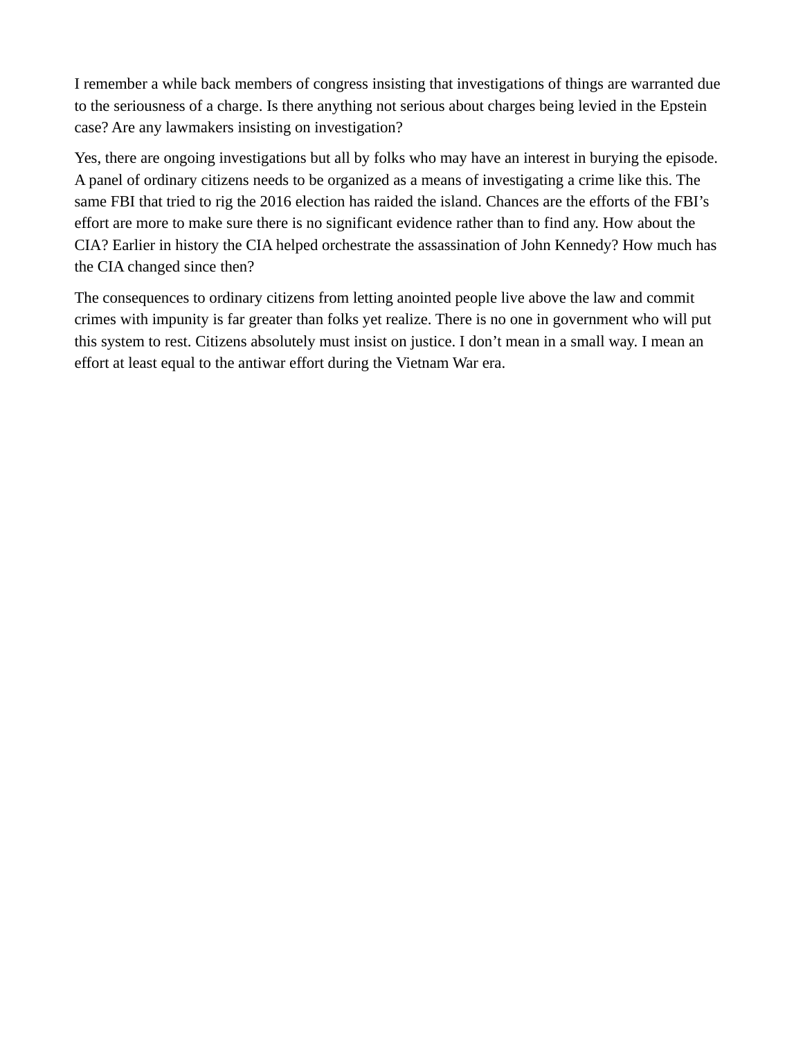I remember a while back members of congress insisting that investigations of things are warranted due to the seriousness of a charge. Is there anything not serious about charges being levied in the Epstein case? Are any lawmakers insisting on investigation?

Yes, there are ongoing investigations but all by folks who may have an interest in burying the episode. A panel of ordinary citizens needs to be organized as a means of investigating a crime like this. The same FBI that tried to rig the 2016 election has raided the island. Chances are the efforts of the FBI's effort are more to make sure there is no significant evidence rather than to find any. How about the CIA? Earlier in history the CIA helped orchestrate the assassination of John Kennedy? How much has the CIA changed since then?

The consequences to ordinary citizens from letting anointed people live above the law and commit crimes with impunity is far greater than folks yet realize. There is no one in government who will put this system to rest. Citizens absolutely must insist on justice. I don't mean in a small way. I mean an effort at least equal to the antiwar effort during the Vietnam War era.